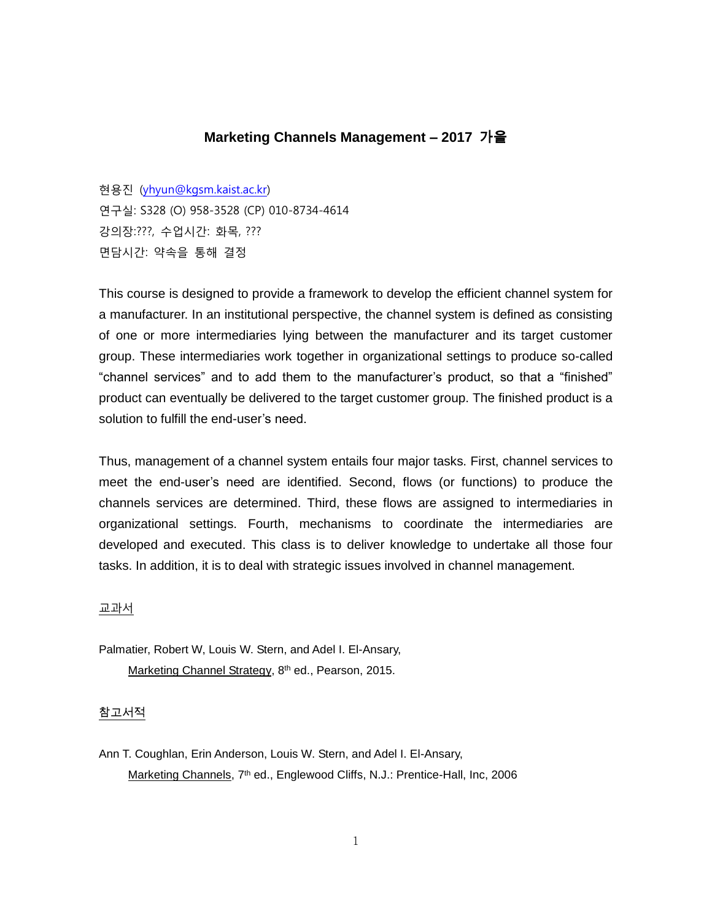# Marketing Channels Management – 2017 가을

현용진 (yhyun@kgsm.kaist.ac.kr)
연구실: S328 (O) 958-3528 (CP) 010-8734-4614
강의장:???, 수업시간: 화목, ???
면담시간: 약속을 통해 결정

This course is designed to provide a framework to develop the efficient channel system for a manufacturer. In an institutional perspective, the channel system is defined as consisting of one or more intermediaries lying between the manufacturer and its target customer group. These intermediaries work together in organizational settings to produce so-called "channel services" and to add them to the manufacturer's product, so that a "finished" product can eventually be delivered to the target customer group. The finished product is a solution to fulfill the end-user's need.

Thus, management of a channel system entails four major tasks. First, channel services to meet the end-user's need are identified. Second, flows (or functions) to produce the channels services are determined. Third, these flows are assigned to intermediaries in organizational settings. Fourth, mechanisms to coordinate the intermediaries are developed and executed. This class is to deliver knowledge to undertake all those four tasks. In addition, it is to deal with strategic issues involved in channel management.

## 교과서

Palmatier, Robert W, Louis W. Stern, and Adel I. El-Ansary,
Marketing Channel Strategy, 8th ed., Pearson, 2015.

## 참고서적

Ann T. Coughlan, Erin Anderson, Louis W. Stern, and Adel I. El-Ansary,
Marketing Channels, 7th ed., Englewood Cliffs, N.J.: Prentice-Hall, Inc, 2006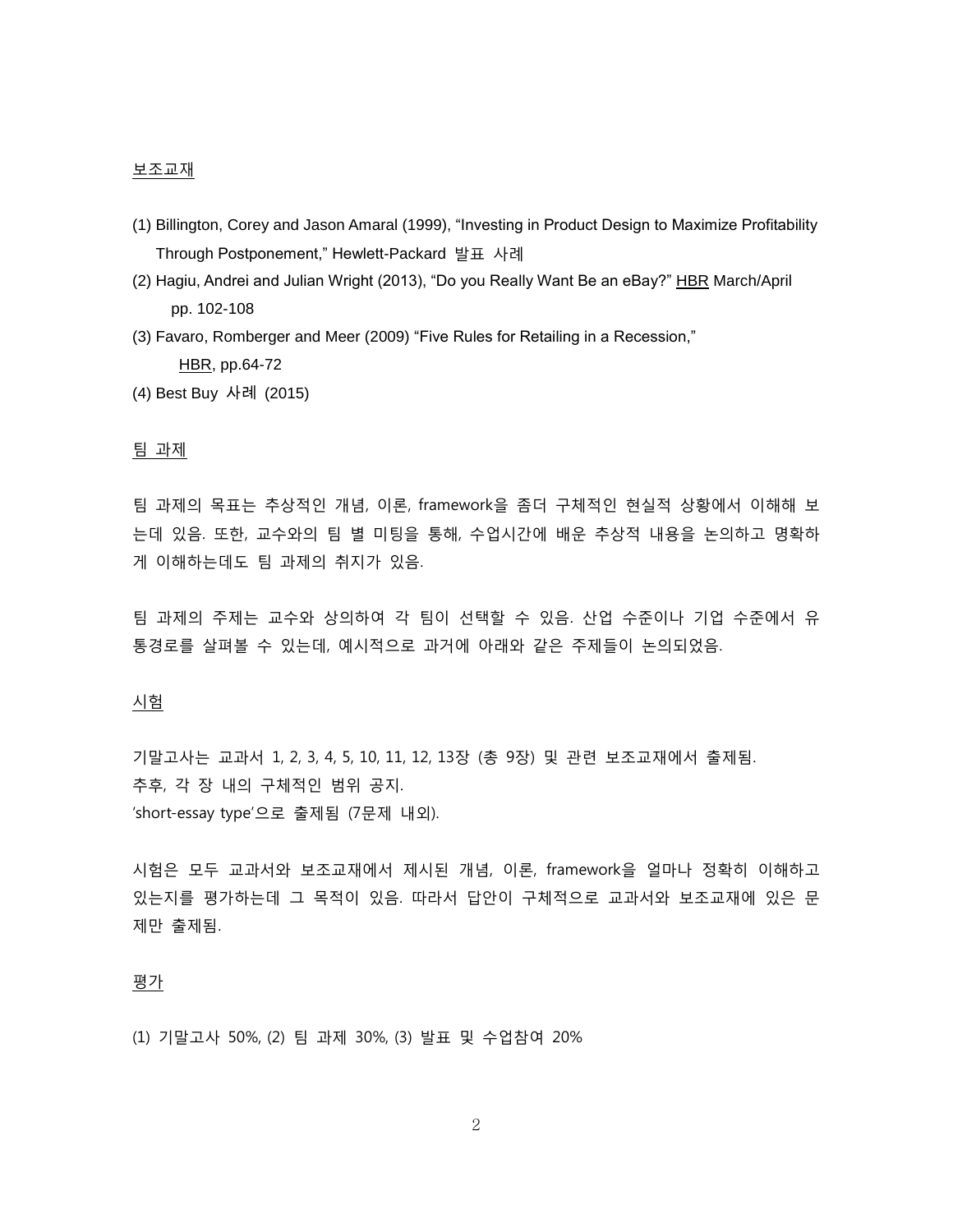<u>보조교재</u>

(1) Billington, Corey and Jason Amaral (1999), “Investing in Product Design to Maximize Profitability Through Postponement,” Hewlett-Packard 발표 사례

(2) Hagiu, Andrei and Julian Wright (2013), “Do you Really Want Be an eBay?” <u>HBR</u> March/April pp. 102-108

(3) Favaro, Romberger and Meer (2009) “Five Rules for Retailing in a Recession,” <u>HBR</u>, pp.64-72

(4) Best Buy 사례 (2015)

<u>팀 과제</u>

팀 과제의 목표는 추상적인 개념, 이론, framework을 좀더 구체적인 현실적 상황에서 이해해 보는데 있음. 또한, 교수와의 팀 별 미팅을 통해, 수업시간에 배운 추상적 내용을 논의하고 명확하게 이해하는데도 팀 과제의 취지가 있음.

팀 과제의 주제는 교수와 상의하여 각 팀이 선택할 수 있음. 산업 수준이나 기업 수준에서 유통경로를 살펴볼 수 있는데, 예시적으로 과거에 아래와 같은 주제들이 논의되었음.

<u>시험</u>

기말고사는 교과서 1, 2, 3, 4, 5, 10, 11, 12, 13장 (총 9장) 및 관련 보조교재에서 출제됨.
추후, 각 장 내의 구체적인 범위 공지.
‘short-essay type’으로 출제됨 (7문제 내외).

시험은 모두 교과서와 보조교재에서 제시된 개념, 이론, framework을 얼마나 정확히 이해하고 있는지를 평가하는데 그 목적이 있음. 따라서 답안이 구체적으로 교과서와 보조교재에 있은 문제만 출제됨.

<u>평가</u>

(1) 기말고사 50%, (2) 팀 과제 30%, (3) 발표 및 수업참여 20%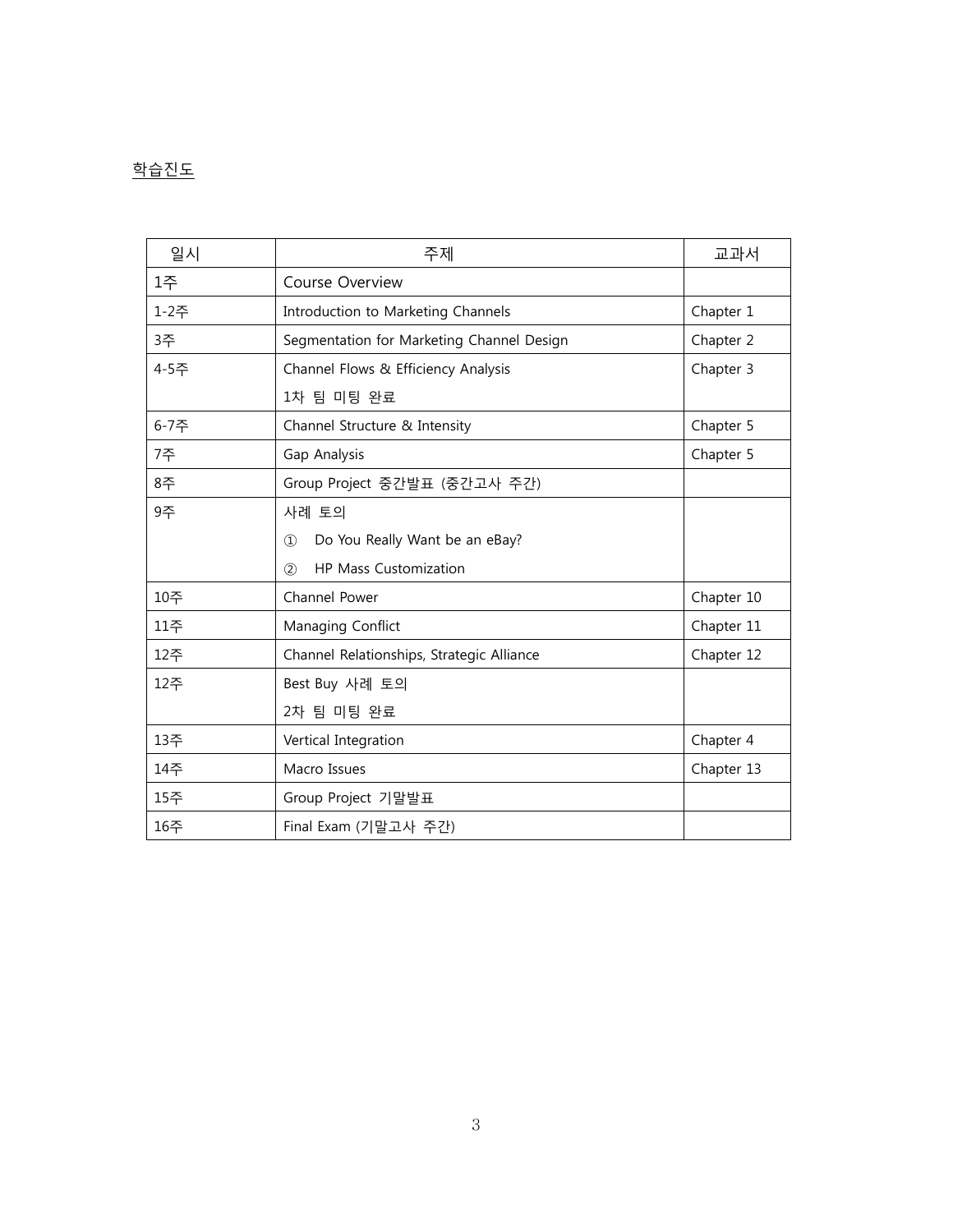<u>학습진도</u>

| 일시 | 주제 | 교과서 |
|---|---|---|
| 1주 | Course Overview | |
| 1-2주 | Introduction to Marketing Channels | Chapter 1 |
| 3주 | Segmentation for Marketing Channel Design | Chapter 2 |
| 4-5주 | Channel Flows & Efficiency Analysis<br>1차 팀 미팅 완료 | Chapter 3 |
| 6-7주 | Channel Structure & Intensity | Chapter 5 |
| 7주 | Gap Analysis | Chapter 5 |
| 8주 | Group Project 중간발표 (중간고사 주간) | |
| 9주 | 사례 토의<br>① Do You Really Want be an eBay?<br>② HP Mass Customization | |
| 10주 | Channel Power | Chapter 10 |
| 11주 | Managing Conflict | Chapter 11 |
| 12주 | Channel Relationships, Strategic Alliance | Chapter 12 |
| 12주 | Best Buy 사례 토의<br>2차 팀 미팅 완료 | |
| 13주 | Vertical Integration | Chapter 4 |
| 14주 | Macro Issues | Chapter 13 |
| 15주 | Group Project 기말발표 | |
| 16주 | Final Exam (기말고사 주간) | |